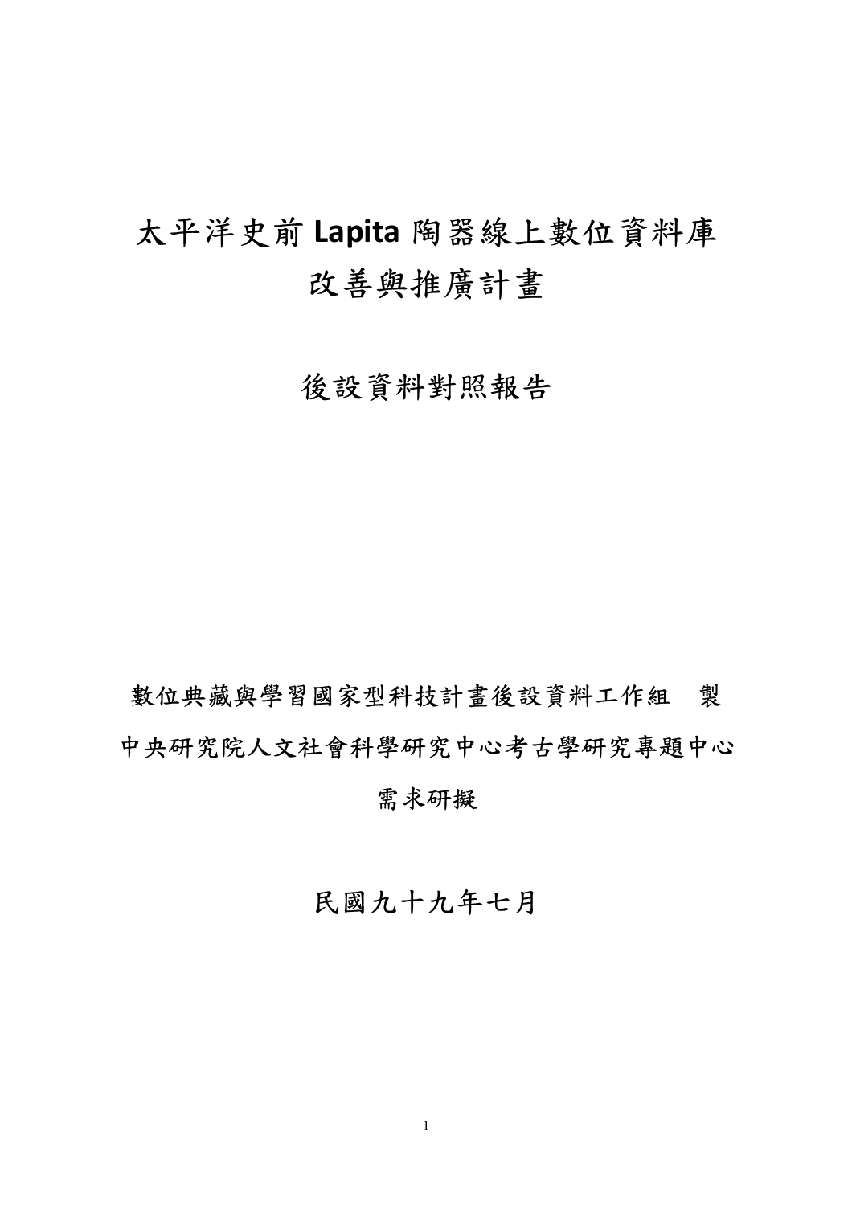# 太平洋史前 Lapita 陶器線上數位資料庫改善與推廣計畫

## 後設資料對照報告

數位典藏與學習國家型科技計畫後設資料工作組　製

中央研究院人文社會科學研究中心考古學研究專題中心

需求研擬

民國九十九年七月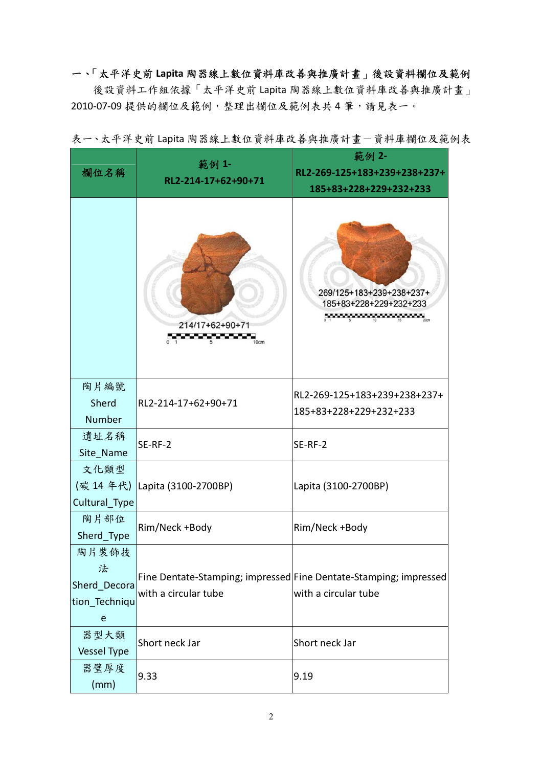## 一、「太平洋史前 Lapita 陶器線上數位資料庫改善與推廣計畫」後設資料欄位及範例

後設資料工作組依據「太平洋史前 Lapita 陶器線上數位資料庫改善與推廣計畫」2010-07-09 提供的欄位及範例，整理出欄位及範例表共 4 筆，請見表一。

表一、太平洋史前 Lapita 陶器線上數位資料庫改善與推廣計畫－資料庫欄位及範例表

| 欄位名稱 | 範例 1- RL2-214-17+62+90+71 | 範例 2- RL2-269-125+183+239+238+237+185+83+228+229+232+233 |
|---|---|---|
| | 214/17+62+90+71 0 1 5 10cm | 269/125+183+239+238+237+185+83+228+229+232+233 0 1 5 10 15 20cm |
| 陶片編號 Sherd Number | RL2-214-17+62+90+71 | RL2-269-125+183+239+238+237+185+83+228+229+232+233 |
| 遺址名稱 Site_Name | SE-RF-2 | SE-RF-2 |
| 文化類型 (碳 14 年代) Cultural_Type | Lapita (3100-2700BP) | Lapita (3100-2700BP) |
| 陶片部位 Sherd_Type | Rim/Neck +Body | Rim/Neck +Body |
| 陶片裝飾技法 Sherd_Decoration_Technique | Fine Dentate-Stamping; impressed with a circular tube | Fine Dentate-Stamping; impressed with a circular tube |
| 器型大類 Vessel Type | Short neck Jar | Short neck Jar |
| 器壁厚度 (mm) | 9.33 | 9.19 |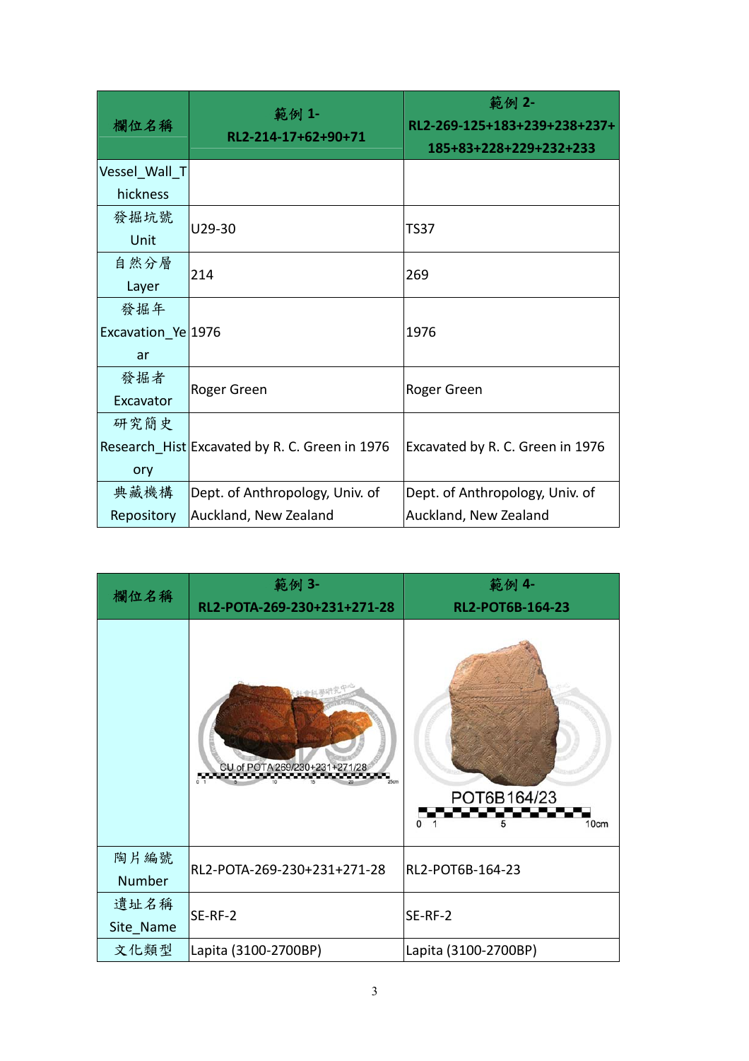| 欄位名稱 | 範例 1-<br>RL2-214-17+62+90+71 | 範例 2-<br>RL2-269-125+183+239+238+237+185+83+228+229+232+233 |
|---|---|---|
| Vessel_Wall_Thickness | | |
| 發掘坑號<br>Unit | U29-30 | TS37 |
| 自然分層<br>Layer | 214 | 269 |
| 發掘年<br>Excavation_Year | 1976 | 1976 |
| 發掘者<br>Excavator | Roger Green | Roger Green |
| 研究簡史<br>Research_History | Excavated by R. C. Green in 1976 | Excavated by R. C. Green in 1976 |
| 典藏機構<br>Repository | Dept. of Anthropology, Univ. of Auckland, New Zealand | Dept. of Anthropology, Univ. of Auckland, New Zealand |

| 欄位名稱 | 範例 3-<br>RL2-POTA-269-230+231+271-28 | 範例 4-<br>RL2-POT6B-164-23 |
|---|---|---|
| | CU of POTA 269/230+231+271/28 | POT6B164/23 |
| 陶片編號<br>Number | RL2-POTA-269-230+231+271-28 | RL2-POT6B-164-23 |
| 遺址名稱<br>Site_Name | SE-RF-2 | SE-RF-2 |
| 文化類型 | Lapita (3100-2700BP) | Lapita (3100-2700BP) |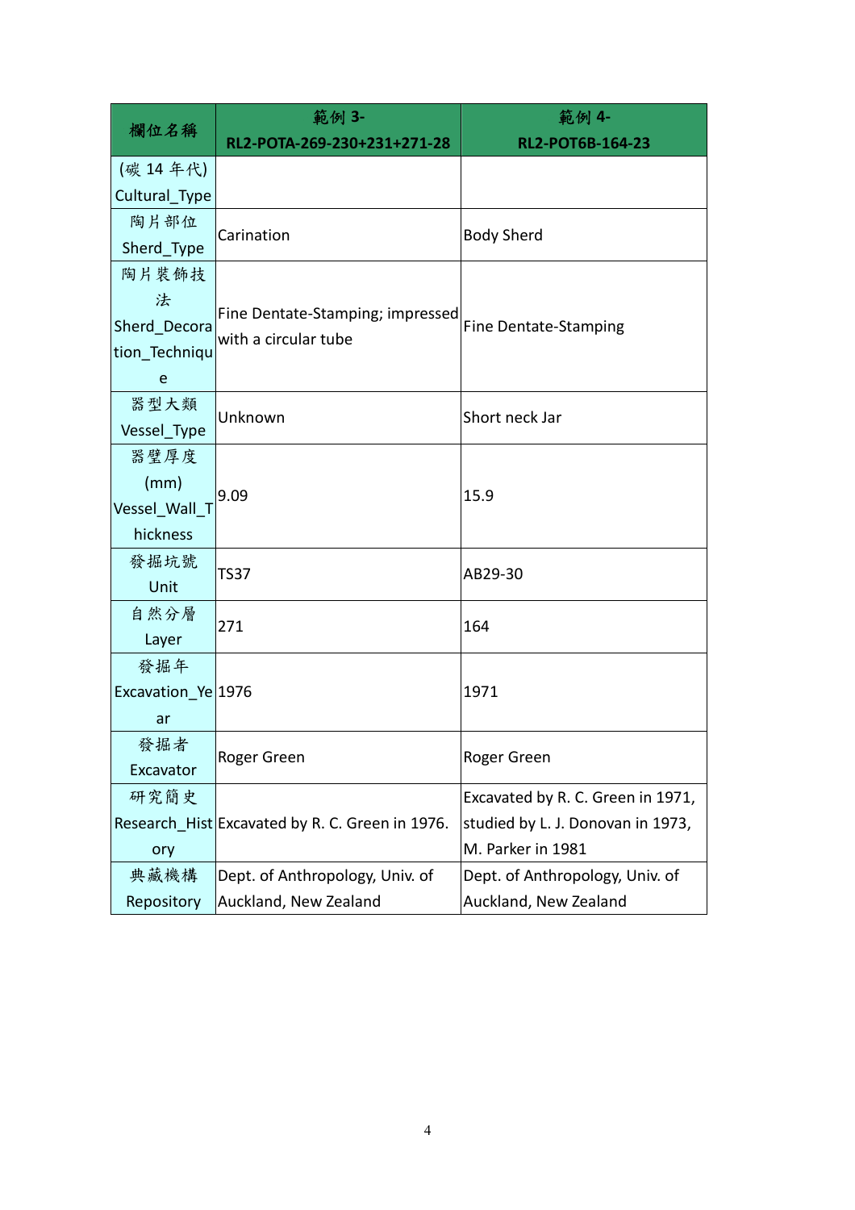| 欄位名稱 | 範例 3-<br>RL2-POTA-269-230+231+271-28 | 範例 4-<br>RL2-POT6B-164-23 |
|---|---|---|
| (碳 14 年代)<br>Cultural_Type | | |
| 陶片部位<br>Sherd_Type | Carination | Body Sherd |
| 陶片裝飾技法<br>Sherd_Decoration_Technique | Fine Dentate-Stamping; impressed with a circular tube | Fine Dentate-Stamping |
| 器型大類<br>Vessel_Type | Unknown | Short neck Jar |
| 器壁厚度 (mm)<br>Vessel_Wall_Thickness | 9.09 | 15.9 |
| 發掘坑號<br>Unit | TS37 | AB29-30 |
| 自然分層<br>Layer | 271 | 164 |
| 發掘年<br>Excavation_Year | 1976 | 1971 |
| 發掘者<br>Excavator | Roger Green | Roger Green |
| 研究簡史<br>Research_History | Excavated by R. C. Green in 1976. | Excavated by R. C. Green in 1971, studied by L. J. Donovan in 1973, M. Parker in 1981 |
| 典藏機構<br>Repository | Dept. of Anthropology, Univ. of Auckland, New Zealand | Dept. of Anthropology, Univ. of Auckland, New Zealand |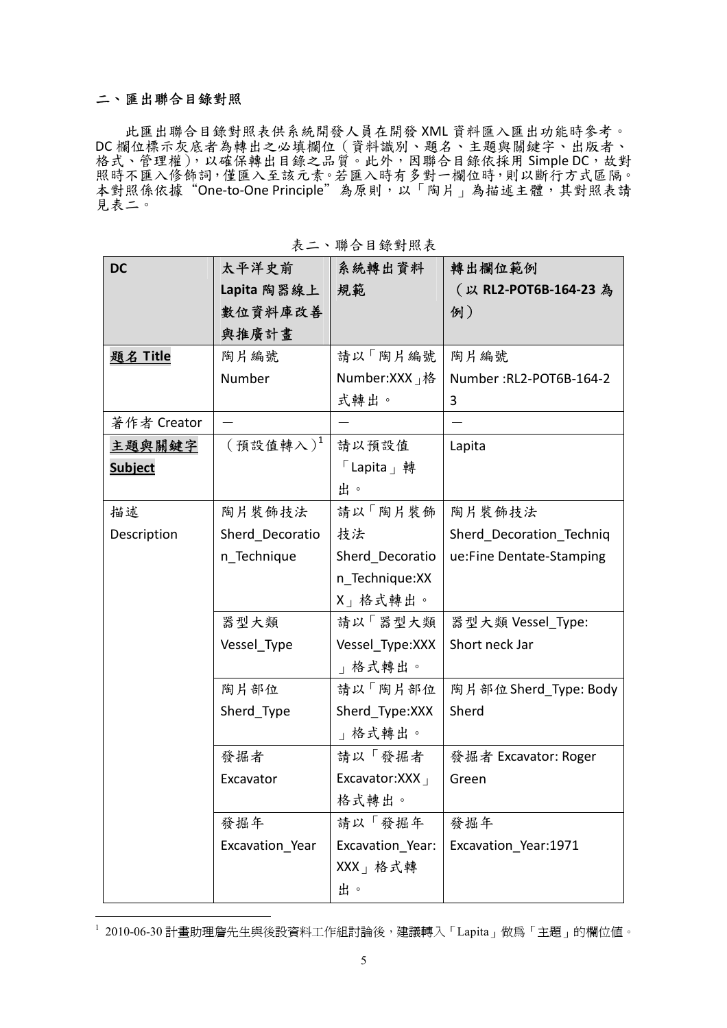## 二、匯出聯合目錄對照

此匯出聯合目錄對照表供系統開發人員在開發 XML 資料匯入匯出功能時參考。DC 欄位標示灰底者為轉出之必填欄位（資料識別、題名、主題與關鍵字、出版者、格式、管理權），以確保轉出目錄之品質。此外，因聯合目錄依採用 Simple DC，故對照時不匯入修飾詞，僅匯入至該元素。若匯入時有多對一欄位時，則以斷行方式區隔。本對照係依據"One-to-One Principle"為原則，以「陶片」為描述主體，其對照表請見表二。

表二、聯合目錄對照表

| DC | 太平洋史前 Lapita 陶器線上數位資料庫改善與推廣計畫 | 系統轉出資料規範 | 轉出欄位範例（以 RL2-POT6B-164-23 為例） |
|---|---|---|---|
| **題名 Title** | 陶片編號 Number | 請以「陶片編號 Number:XXX」格式轉出。 | 陶片編號 Number :RL2-POT6B-164-23 |
| 著作者 Creator | — | — | — |
| **主題與關鍵字 Subject** | （預設值轉入）[1] | 請以預設值「Lapita」轉出。 | Lapita |
| 描述 Description | 陶片裝飾技法 Sherd_Decoration_Technique | 請以「陶片裝飾技法 Sherd_Decoration_Technique:XXX」格式轉出。 | 陶片裝飾技法 Sherd_Decoration_Technique:Fine Dentate-Stamping |
| | 器型大類 Vessel_Type | 請以「器型大類 Vessel_Type:XXX」格式轉出。 | 器型大類 Vessel_Type: Short neck Jar |
| | 陶片部位 Sherd_Type | 請以「陶片部位 Sherd_Type:XXX」格式轉出。 | 陶片部位 Sherd_Type: Body Sherd |
| | 發掘者 Excavator | 請以「發掘者 Excavator:XXX」格式轉出。 | 發掘者 Excavator: Roger Green |
| | 發掘年 Excavation_Year | 請以「發掘年 Excavation_Year: XXX」格式轉出。 | 發掘年 Excavation_Year:1971 |

[1] 2010-06-30 計畫助理詹先生與後設資料工作組討論後，建議轉入「Lapita」做為「主題」的欄位值。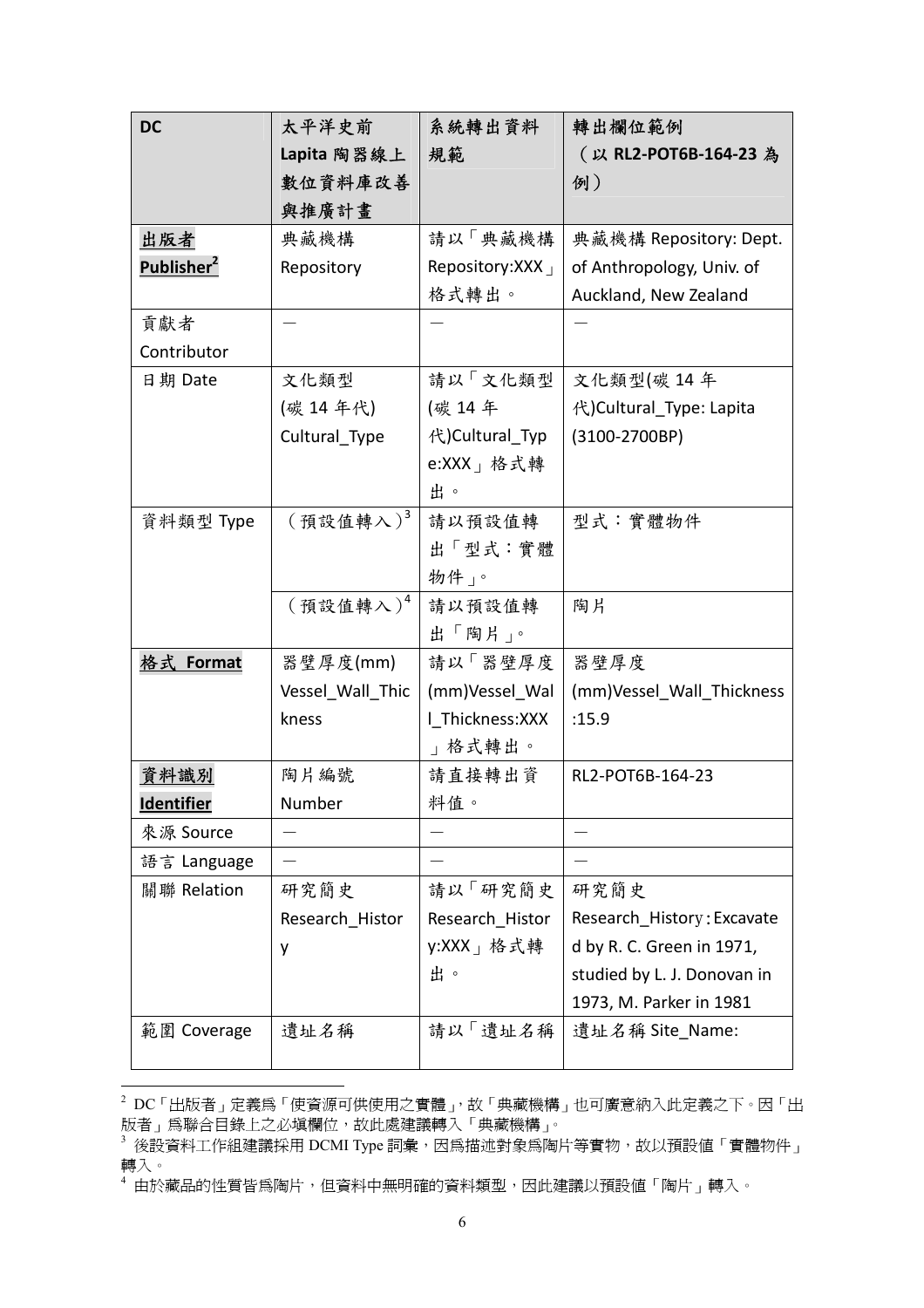| DC | 太平洋史前 Lapita 陶器線上數位資料庫改善與推廣計畫 | 系統轉出資料規範 | 轉出欄位範例（以 **RL2-POT6B-164-23** 為例） |
|---|---|---|---|
| **出版者 Publisher**[2] | 典藏機構 Repository | 請以「典藏機構 Repository:XXX」格式轉出。 | 典藏機構 Repository: Dept. of Anthropology, Univ. of Auckland, New Zealand |
| 貢獻者 Contributor | — | — | — |
| 日期 Date | 文化類型 (碳 14 年代) Cultural_Type | 請以「文化類型(碳 14 年代)Cultural_Type:XXX」格式轉出。 | 文化類型(碳 14 年代)Cultural_Type: Lapita (3100-2700BP) |
| 資料類型 Type | （預設值轉入）[3] | 請以預設值轉出「型式：實體物件」。 | 型式：實體物件 |
| | （預設值轉入）[4] | 請以預設值轉出「陶片」。 | 陶片 |
| **格式 Format** | 器壁厚度(mm) Vessel_Wall_Thickness | 請以「器壁厚度(mm)Vessel_Wall_Thickness:XXX」格式轉出。 | 器壁厚度(mm)Vessel_Wall_Thickness:15.9 |
| **資料識別 Identifier** | 陶片編號 Number | 請直接轉出資料值。 | RL2-POT6B-164-23 |
| 來源 Source | — | — | — |
| 語言 Language | — | — | — |
| 關聯 Relation | 研究簡史 Research_History | 請以「研究簡史 Research_History:XXX」格式轉出。 | 研究簡史 Research_History：Excavated by R. C. Green in 1971, studied by L. J. Donovan in 1973, M. Parker in 1981 |
| 範圍 Coverage | 遺址名稱 | 請以「遺址名稱 | 遺址名稱 Site_Name: |

[2] DC「出版者」定義為「使資源可供使用之實體」，故「典藏機構」也可廣意納入此定義之下。因「出版者」為聯合目錄上之必填欄位，故此處建議轉入「典藏機構」。

[3] 後設資料工作組建議採用 DCMI Type 詞彙，因為描述對象為陶片等實物，故以預設值「實體物件」轉入。

[4] 由於藏品的性質皆為陶片，但資料中無明確的資料類型，因此建議以預設值「陶片」轉入。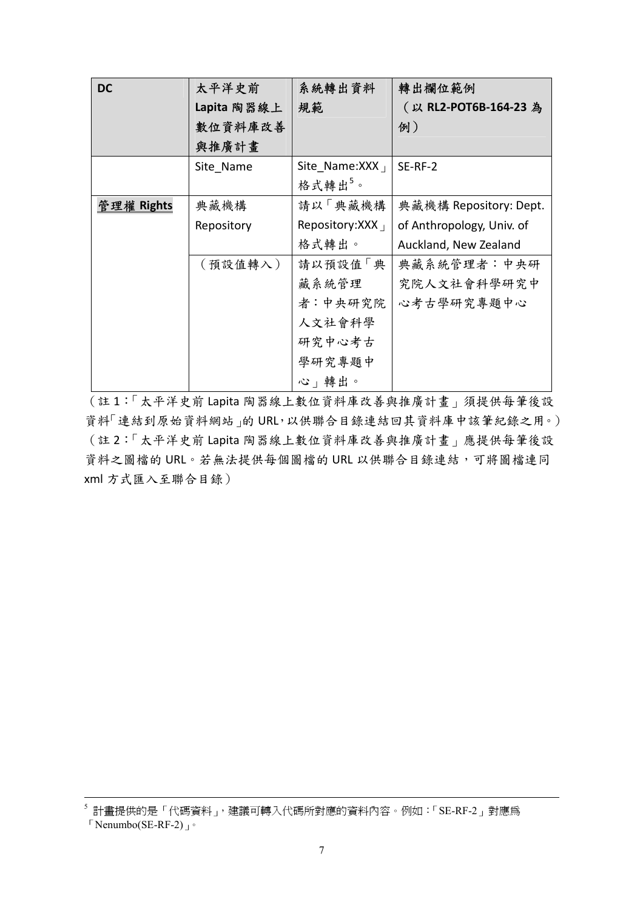| DC | 太平洋史前 Lapita 陶器線上數位資料庫改善與推廣計畫 | 系統轉出資料規範 | 轉出欄位範例（以 **RL2-POT6B-164-23** 為例） |
|---|---|---|---|
| | Site_Name | Site_Name:XXX」格式轉出[5]。 | SE-RF-2 |
| **管理權 Rights** | 典藏機構 Repository | 請以「典藏機構 Repository:XXX」格式轉出。 | 典藏機構 Repository: Dept. of Anthropology, Univ. of Auckland, New Zealand |
| | （預設值轉入） | 請以預設值「典藏系統管理者：中央研究院人文社會科學研究中心考古學研究專題中心」轉出。 | 典藏系統管理者：中央研究院人文社會科學研究中心考古學研究專題中心 |

（註 1：「太平洋史前 Lapita 陶器線上數位資料庫改善與推廣計畫」須提供每筆後設資料「連結到原始資料網站」的 URL，以供聯合目錄連結回其資料庫中該筆紀錄之用。）

（註 2：「太平洋史前 Lapita 陶器線上數位資料庫改善與推廣計畫」應提供每筆後設資料之圖檔的 URL。若無法提供每個圖檔的 URL 以供聯合目錄連結，可將圖檔連同 xml 方式匯入至聯合目錄）

---

[5] 計畫提供的是「代碼資料」，建議可轉入代碼所對應的資料內容。例如：「SE-RF-2」對應爲「Nenumbo(SE-RF-2)」。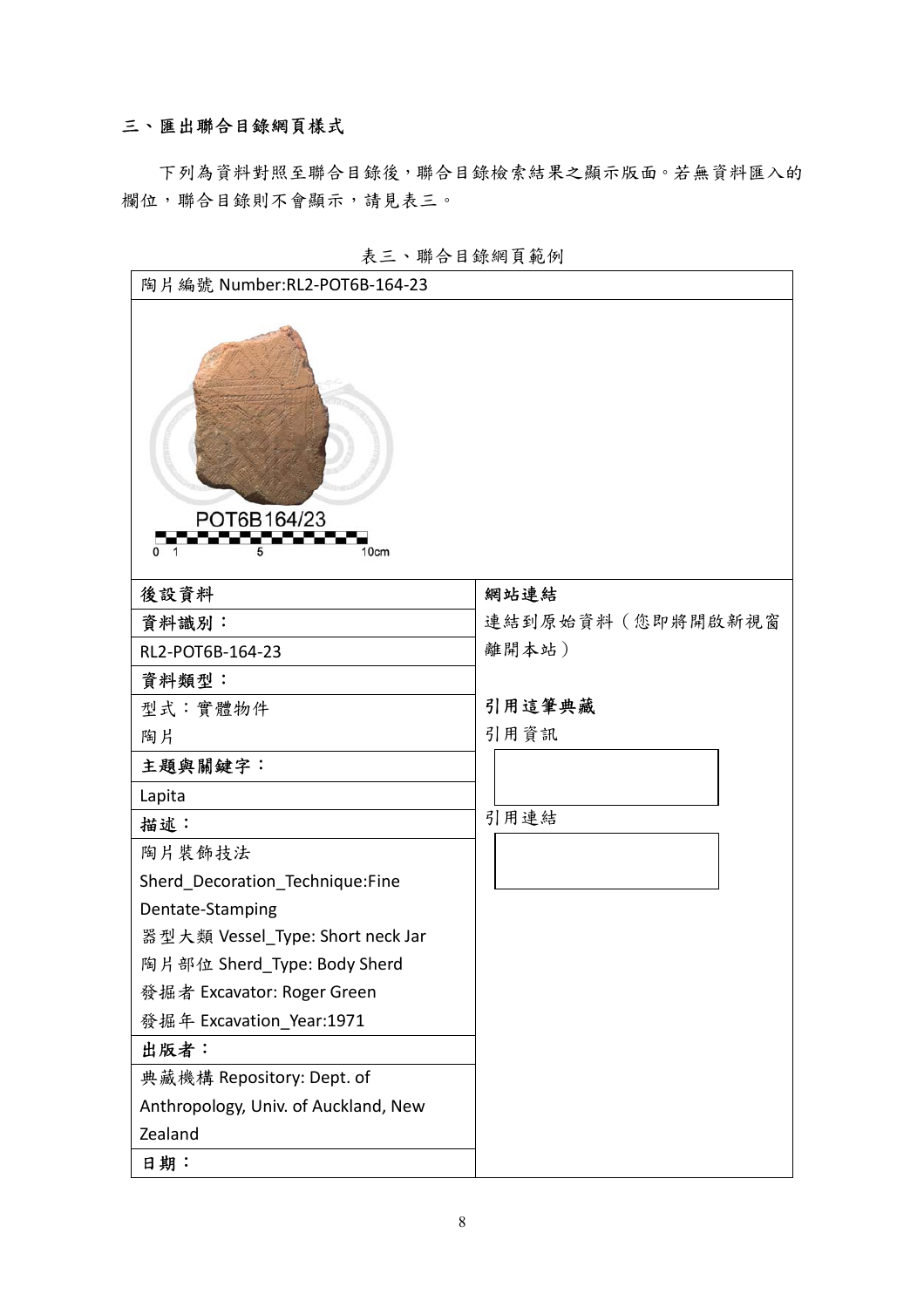### 三、匯出聯合目錄網頁樣式

下列為資料對照至聯合目錄後，聯合目錄檢索結果之顯示版面。若無資料匯入的欄位，聯合目錄則不會顯示，請見表三。

表三、聯合目錄網頁範例

| 陶片編號 Number:RL2-POT6B-164-23 | |
|---|---|
| POT6B164/23<br>0 1 5 10cm | |
| **後設資料** | **網站連結** |
| **資料識別：** | 連結到原始資料（您即將開啟新視窗離開本站） |
| RL2-POT6B-164-23 | |
| **資料類型：** | |
| 型式：實體物件 | **引用這筆典藏** |
| 陶片 | 引用資訊 |
| **主題與關鍵字：** | |
| Lapita | |
| **描述：** | 引用連結 |
| 陶片裝飾技法<br>Sherd_Decoration_Technique:Fine Dentate-Stamping<br>器型大類 Vessel_Type: Short neck Jar<br>陶片部位 Sherd_Type: Body Sherd<br>發掘者 Excavator: Roger Green<br>發掘年 Excavation_Year:1971 | |
| **出版者：** | |
| 典藏機構 Repository: Dept. of Anthropology, Univ. of Auckland, New Zealand | |
| **日期：** | |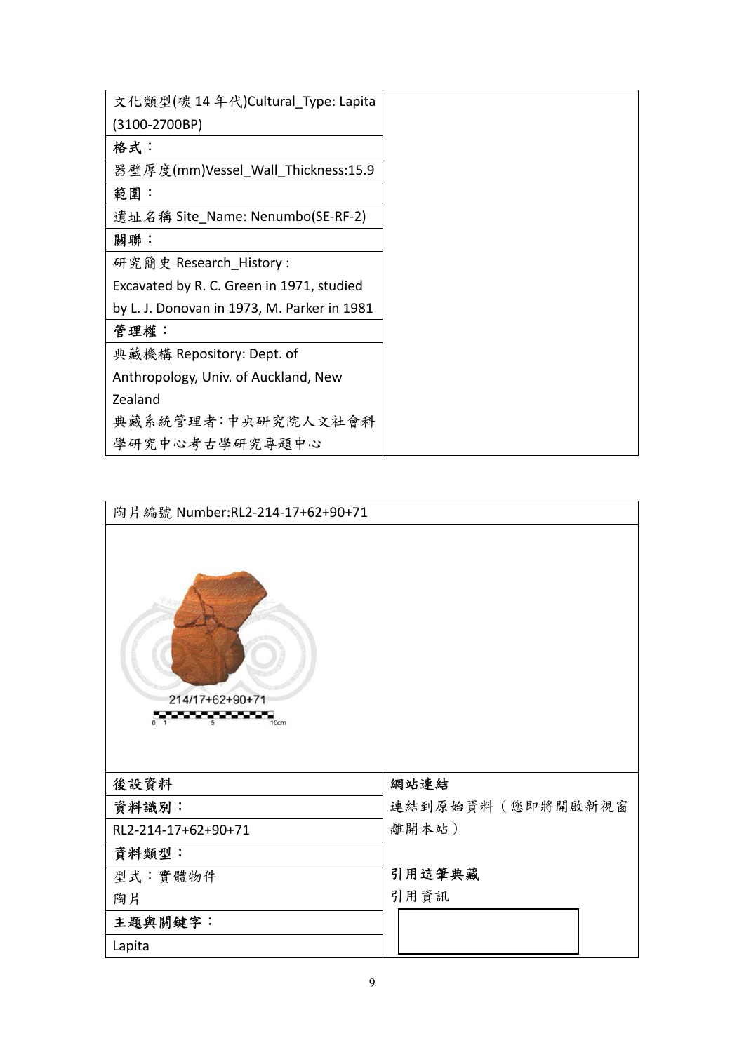| 文化類型(碳 14 年代)Cultural_Type: Lapita (3100-2700BP) | |
|---|---|
| **格式：** | |
| 器壁厚度(mm)Vessel_Wall_Thickness:15.9 | |
| **範圍：** | |
| 遺址名稱 Site_Name: Nenumbo(SE-RF-2) | |
| **關聯：** | |
| 研究簡史 Research_History : Excavated by R. C. Green in 1971, studied by L. J. Donovan in 1973, M. Parker in 1981 | |
| **管理權：** | |
| 典藏機構 Repository: Dept. of Anthropology, Univ. of Auckland, New Zealand 典藏系統管理者：中央研究院人文社會科學研究中心考古學研究專題中心 | |

| 陶片編號 Number:RL2-214-17+62+90+71 | |
|---|---|
| 214/17+62+90+71 | |
| **後設資料** | **網站連結** |
| **資料識別：** | 連結到原始資料（您即將開啟新視窗離開本站） |
| RL2-214-17+62+90+71 | |
| **資料類型：** | **引用這筆典藏** |
| 型式：實體物件 陶片 | 引用資訊 |
| **主題與關鍵字：** | |
| Lapita | |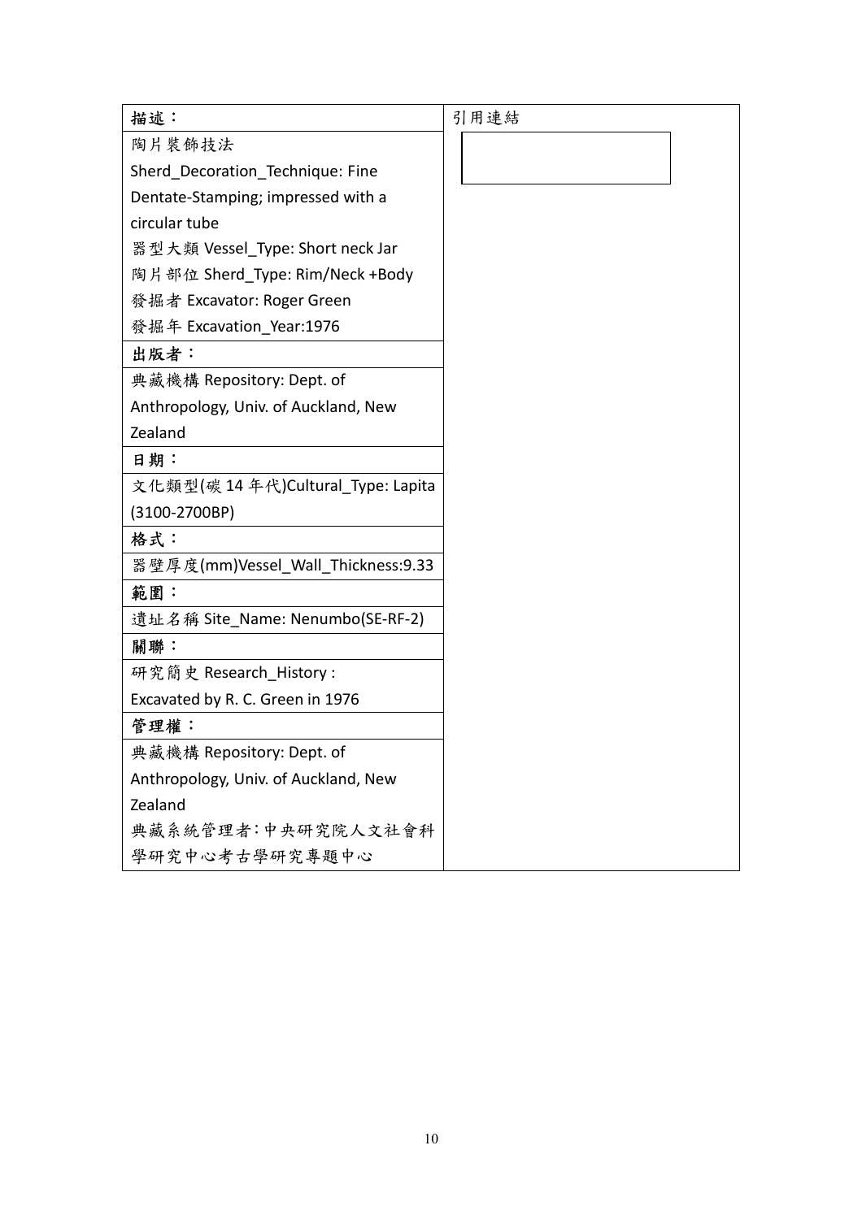| 描述： | 引用連結 |
| --- | --- |
| 陶片裝飾技法 Sherd_Decoration_Technique: Fine Dentate-Stamping; impressed with a circular tube 器型大類 Vessel_Type: Short neck Jar 陶片部位 Sherd_Type: Rim/Neck +Body 發掘者 Excavator: Roger Green 發掘年 Excavation_Year:1976 | |
| **出版者：** | |
| 典藏機構 Repository: Dept. of Anthropology, Univ. of Auckland, New Zealand | |
| **日期：** | |
| 文化類型(碳 14 年代)Cultural_Type: Lapita (3100-2700BP) | |
| **格式：** | |
| 器壁厚度(mm)Vessel_Wall_Thickness:9.33 | |
| **範圍：** | |
| 遺址名稱 Site_Name: Nenumbo(SE-RF-2) | |
| **關聯：** | |
| 研究簡史 Research_History : Excavated by R. C. Green in 1976 | |
| **管理權：** | |
| 典藏機構 Repository: Dept. of Anthropology, Univ. of Auckland, New Zealand 典藏系統管理者：中央研究院人文社會科學研究中心考古學研究專題中心 | |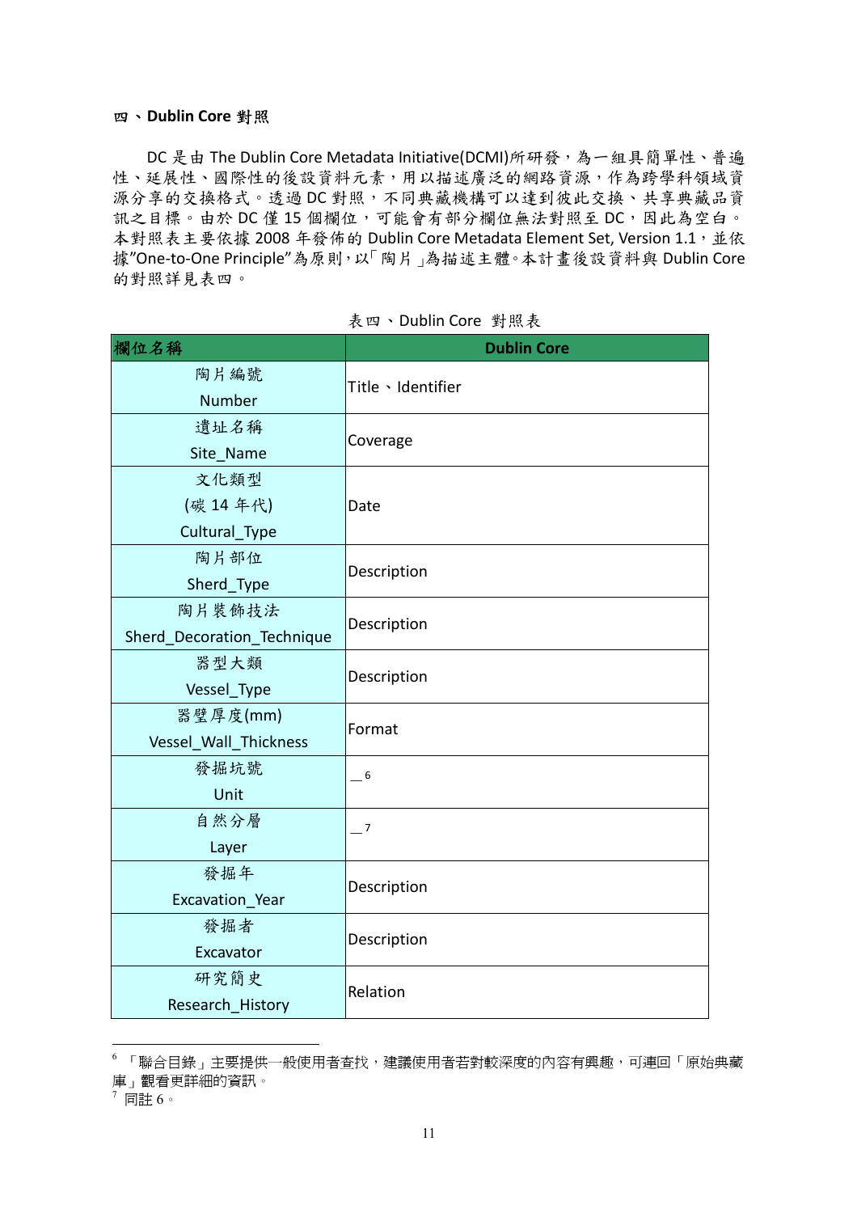### 四、Dublin Core 對照

DC 是由 The Dublin Core Metadata Initiative(DCMI)所研發，為一組具簡單性、普遍性、延展性、國際性的後設資料元素，用以描述廣泛的網路資源，作為跨學科領域資源分享的交換格式。透過 DC 對照，不同典藏機構可以達到彼此交換、共享典藏品資訊之目標。由於 DC 僅 15 個欄位，可能會有部分欄位無法對照至 DC，因此為空白。本對照表主要依據 2008 年發佈的 Dublin Core Metadata Element Set, Version 1.1，並依據"One-to-One Principle"為原則，以「陶片」為描述主體。本計畫後設資料與 Dublin Core 的對照詳見表四。

表四、Dublin Core 對照表

| 欄位名稱 | Dublin Core |
|---|---|
| 陶片編號 Number | Title、Identifier |
| 遺址名稱 Site_Name | Coverage |
| 文化類型 (碳 14 年代) Cultural_Type | Date |
| 陶片部位 Sherd_Type | Description |
| 陶片裝飾技法 Sherd_Decoration_Technique | Description |
| 器型大類 Vessel_Type | Description |
| 器壁厚度(mm) Vessel_Wall_Thickness | Format |
| 發掘坑號 Unit | __[6] |
| 自然分層 Layer | __[7] |
| 發掘年 Excavation_Year | Description |
| 發掘者 Excavator | Description |
| 研究簡史 Research_History | Relation |

---

[6] 「聯合目錄」主要提供一般使用者查找，建議使用者若對較深度的內容有興趣，可連回「原始典藏庫」觀看更詳細的資訊。

[7] 同註 6。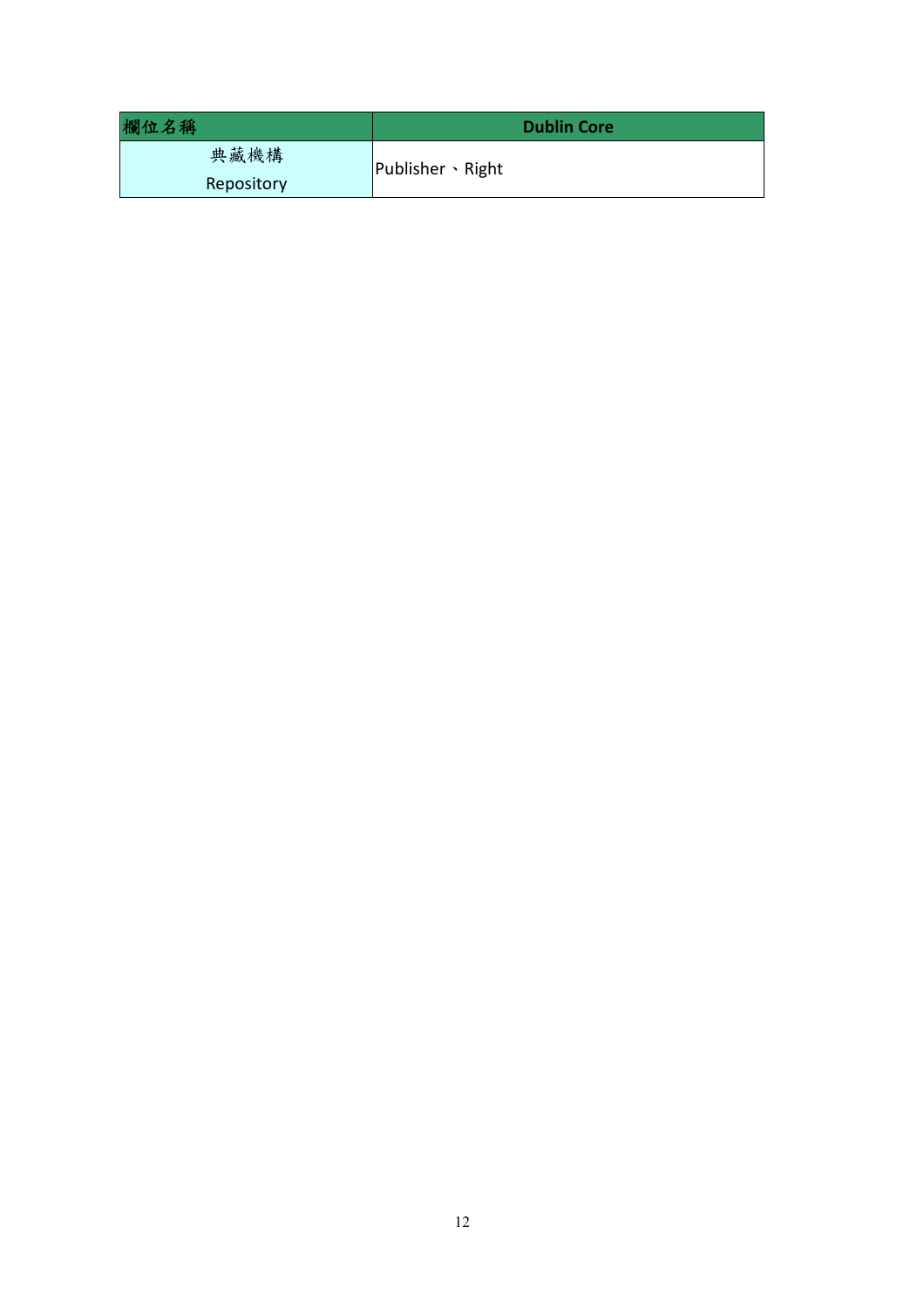| 欄位名稱 | Dublin Core |
| --- | --- |
| 典藏機構<br>Repository | Publisher、Right |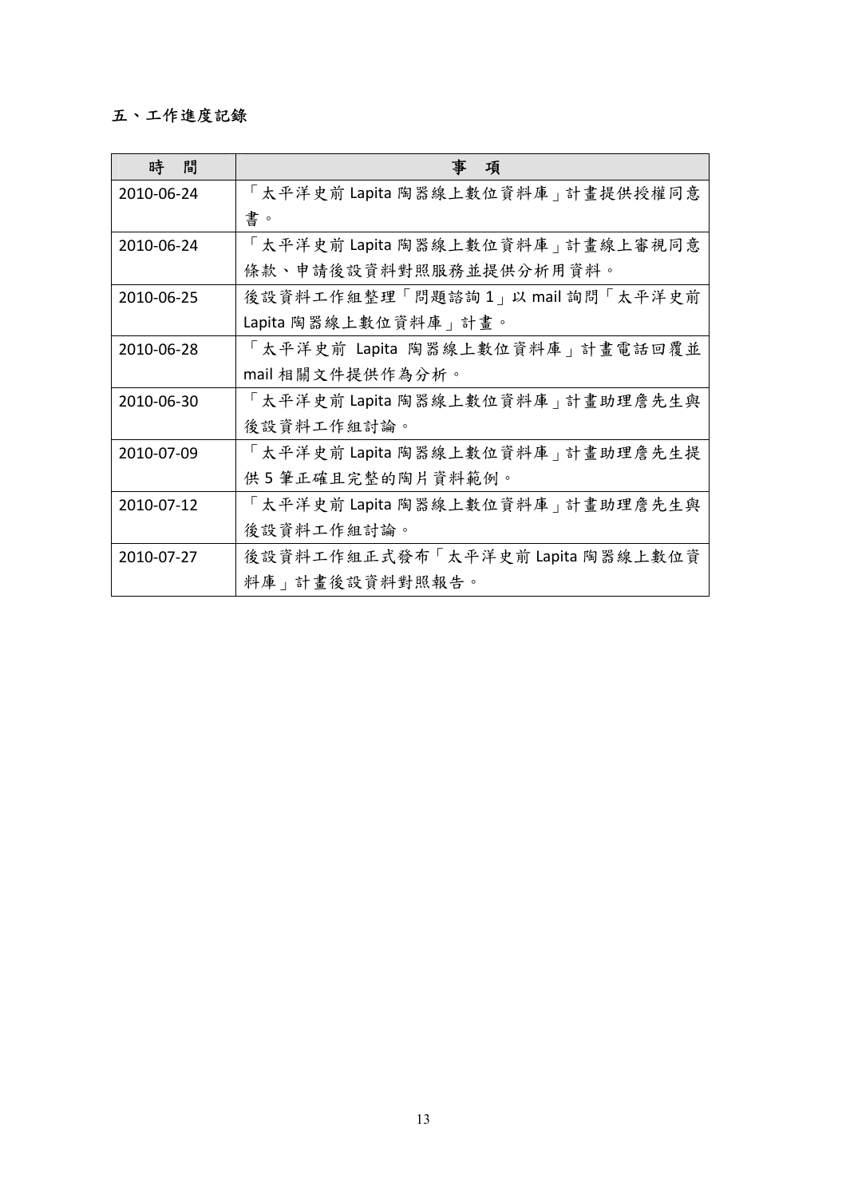## 五、工作進度記錄

| 時　間 | 事　項 |
| --- | --- |
| 2010-06-24 | 「太平洋史前 Lapita 陶器線上數位資料庫」計畫提供授權同意書。 |
| 2010-06-24 | 「太平洋史前 Lapita 陶器線上數位資料庫」計畫線上審視同意條款、申請後設資料對照服務並提供分析用資料。 |
| 2010-06-25 | 後設資料工作組整理「問題諮詢 1」以 mail 詢問「太平洋史前 Lapita 陶器線上數位資料庫」計畫。 |
| 2010-06-28 | 「太平洋史前 Lapita 陶器線上數位資料庫」計畫電話回覆並 mail 相關文件提供作為分析。 |
| 2010-06-30 | 「太平洋史前 Lapita 陶器線上數位資料庫」計畫助理詹先生與後設資料工作組討論。 |
| 2010-07-09 | 「太平洋史前 Lapita 陶器線上數位資料庫」計畫助理詹先生提供 5 筆正確且完整的陶片資料範例。 |
| 2010-07-12 | 「太平洋史前 Lapita 陶器線上數位資料庫」計畫助理詹先生與後設資料工作組討論。 |
| 2010-07-27 | 後設資料工作組正式發布「太平洋史前 Lapita 陶器線上數位資料庫」計畫後設資料對照報告。 |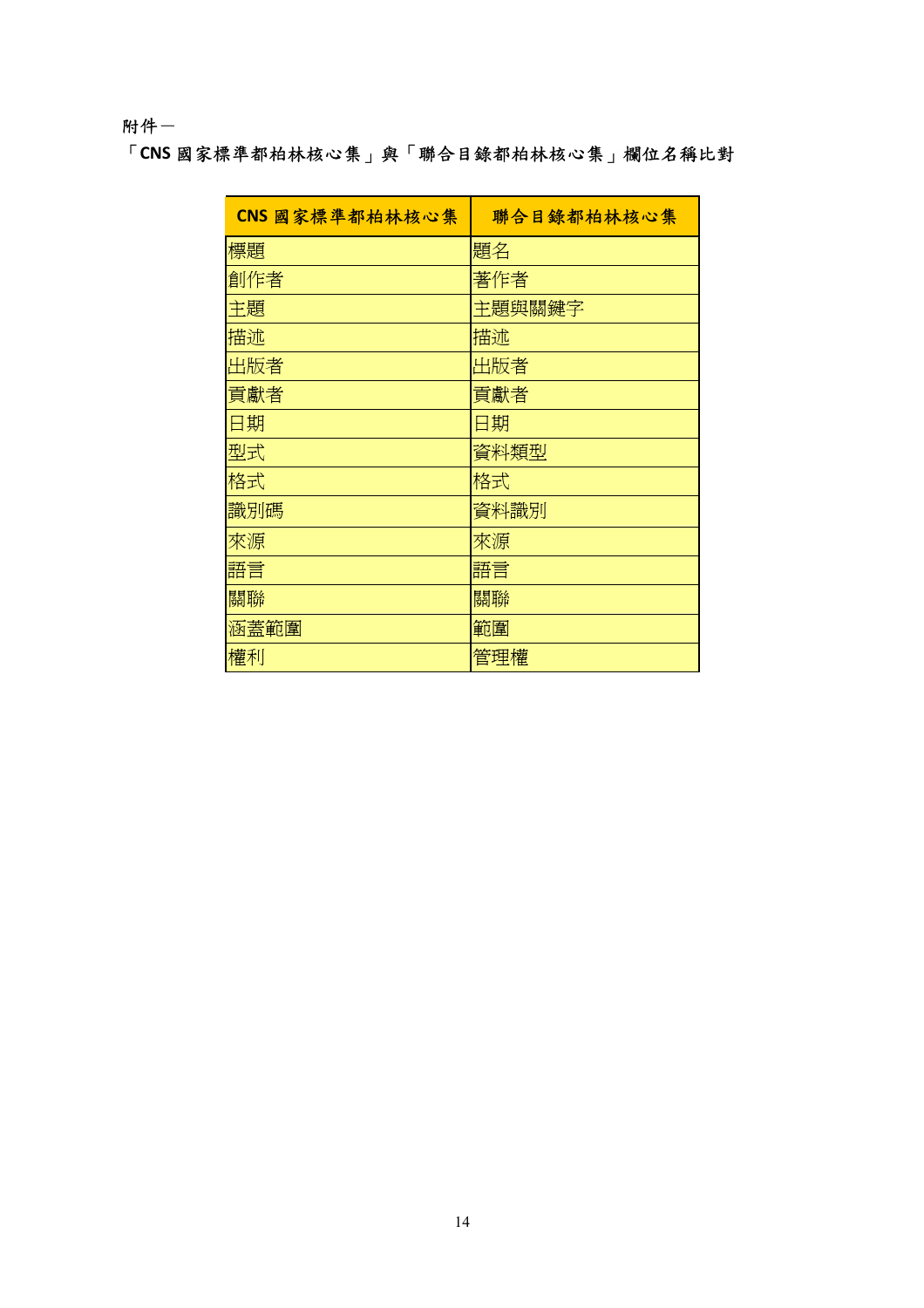附件一

「CNS 國家標準都柏林核心集」與「聯合目錄都柏林核心集」欄位名稱比對

| CNS 國家標準都柏林核心集 | 聯合目錄都柏林核心集 |
| --- | --- |
| 標題 | 題名 |
| 創作者 | 著作者 |
| 主題 | 主題與關鍵字 |
| 描述 | 描述 |
| 出版者 | 出版者 |
| 貢獻者 | 貢獻者 |
| 日期 | 日期 |
| 型式 | 資料類型 |
| 格式 | 格式 |
| 識別碼 | 資料識別 |
| 來源 | 來源 |
| 語言 | 語言 |
| 關聯 | 關聯 |
| 涵蓋範圍 | 範圍 |
| 權利 | 管理權 |